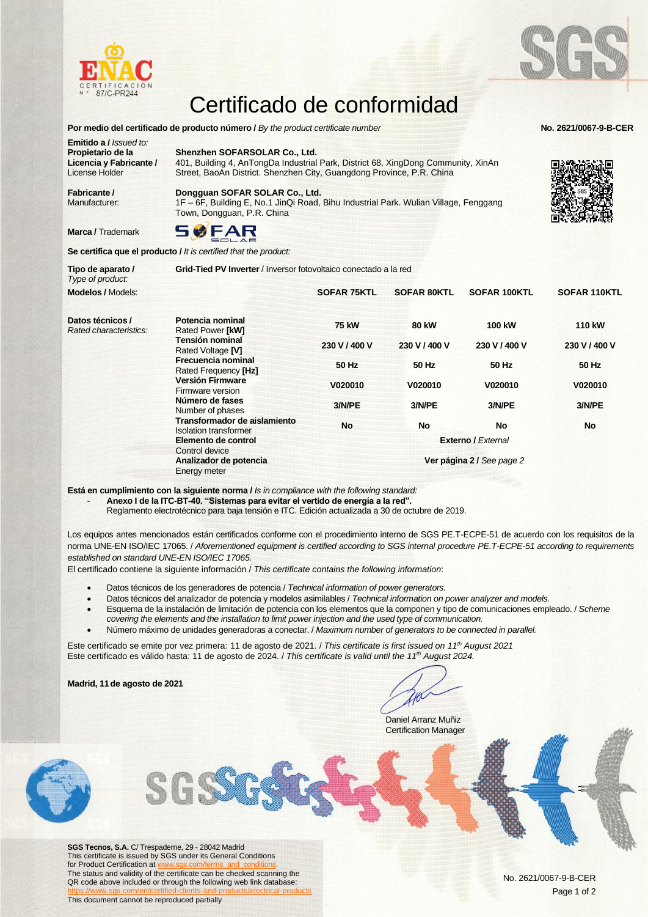ENAC CERTIFICACIÓN N.º 87/C-PR244

# Certificado de conformidad

**Por medio del certificado de producto número /** *By the product certificate number* **No. 2621/0067-9-B-CER**

**Emitido a /** *Issued to:*

**Propietario de la Licencia y Fabricante /** License Holder: **Shenzhen SOFARSOLAR Co., Ltd.**
401, Building 4, AnTongDa Industrial Park, District 68, XingDong Community, XinAn Street, BaoAn District. Shenzhen City, Guangdong Province, P.R. China

**Fabricante /** Manufacturer: **Dongguan SOFAR SOLAR Co., Ltd.**
1F – 6F, Building E, No.1 JinQi Road, Bihu Industrial Park. Wulian Village, Fenggang Town, Dongguan, P.R. China

**Marca /** Trademark: SOFAR SOLAR

**Se certifica que el producto /** *It is certified that the product:*

**Tipo de aparato /** *Type of product:* **Grid-Tied PV Inverter** / Inversor fotovoltaico conectado a la red

| **Modelos /** Models: | | **SOFAR 75KTL** | **SOFAR 80KTL** | **SOFAR 100KTL** | **SOFAR 110KTL** |
|---|---|---|---|---|---|
| **Datos técnicos /** *Rated characteristics:* | **Potencia nominal** Rated Power **[kW]** | **75 kW** | **80 kW** | **100 kW** | **110 kW** |
| | **Tensión nominal** Rated Voltage **[V]** | **230 V / 400 V** | **230 V / 400 V** | **230 V / 400 V** | **230 V / 400 V** |
| | **Frecuencia nominal** Rated Frequency **[Hz]** | **50 Hz** | **50 Hz** | **50 Hz** | **50 Hz** |
| | **Versión Firmware** Firmware version | **V020010** | **V020010** | **V020010** | **V020010** |
| | **Número de fases** Number of phases | **3/N/PE** | **3/N/PE** | **3/N/PE** | **3/N/PE** |
| | **Transformador de aislamiento** Isolation transformer | **No** | **No** | **No** | **No** |
| | **Elemento de control** Control device | **Externo /** *External* | | | |
| | **Analizador de potencia** Energy meter | **Ver página 2 /** *See page 2* | | | |

**Está en cumplimiento con la siguiente norma /** *Is in compliance with the following standard:*

- **Anexo I de la ITC-BT-40. "Sistemas para evitar el vertido de energía a la red".**
  Reglamento electrotécnico para baja tensión e ITC. Edición actualizada a 30 de octubre de 2019.

Los equipos antes mencionados están certificados conforme con el procedimiento interno de SGS PE.T-ECPE-51 de acuerdo con los requisitos de la norma UNE-EN ISO/IEC 17065. / *Aforementioned equipment is certified according to SGS internal procedure PE.T-ECPE-51 according to requirements established on standard UNE-EN ISO/IEC 17065.*

El certificado contiene la siguiente información / *This certificate contains the following information*:

- Datos técnicos de los generadores de potencia / *Technical information of power generators.*
- Datos técnicos del analizador de potencia y modelos asimilables / *Technical information on power analyzer and models.*
- Esquema de la instalación de limitación de potencia con los elementos que la componen y tipo de comunicaciones empleado. / *Scheme covering the elements and the installation to limit power injection and the used type of communication.*
- Número máximo de unidades generadoras a conectar. / *Maximum number of generators to be connected in parallel.*

Este certificado se emite por vez primera: 11 de agosto de 2021. / *This certificate is first issued on 11th August 2021*
Este certificado es válido hasta: 11 de agosto de 2024. / *This certificate is valid until the 11th August 2024.*

**Madrid, 11 de agosto de 2021**

Daniel Arranz Muñiz
Certification Manager

**SGS Tecnos, S.A.** C/ Trespaderne, 29 - 28042 Madrid
This certificate is issued by SGS under its General Conditions for Product Certification at www.sgs.com/terms_and_conditions.
The status and validity of the certificate can be checked scanning the QR code above included or through the following web link database: https://www.sgs.com/en/certified-clients-and-products/electrical-products
This document cannot be reproduced partially

No. 2621/0067-9-B-CER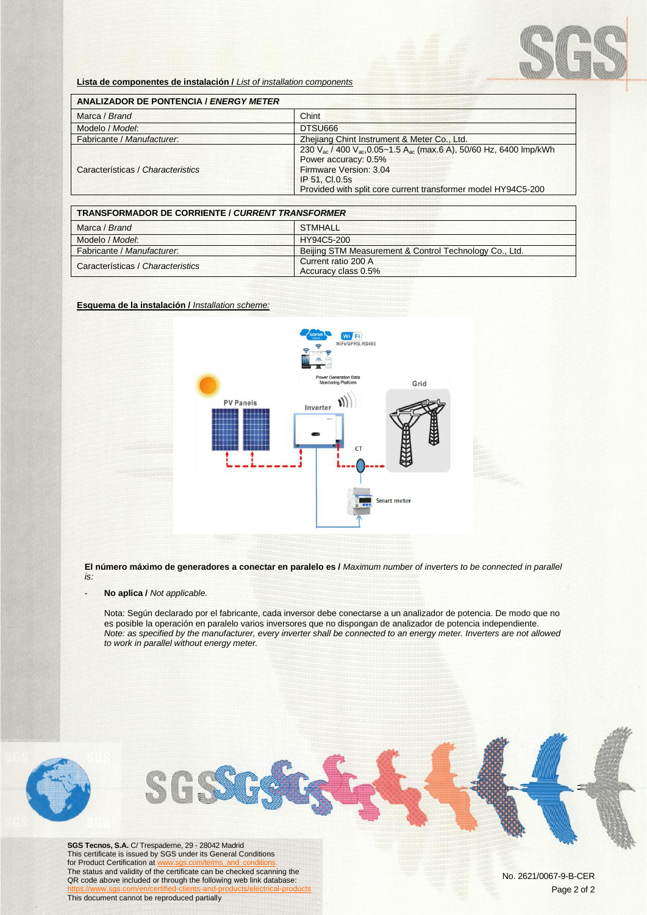**Lista de componentes de instalación /** *List of installation components*

| **ANALIZADOR DE PONTENCIA /** ***ENERGY METER*** | |
|---|---|
| Marca / *Brand* | Chint |
| Modelo / *Model*: | DTSU666 |
| Fabricante / *Manufacturer*: | Zhejiang Chint Instrument & Meter Co., Ltd. |
| Características / *Characteristics* | 230 $V_{ac}$ / 400 $V_{ac}$, 0.05~1.5 $A_{ac}$ (max.6 A), 50/60 Hz, 6400 Imp/kWh<br>Power accuracy: 0.5%<br>Firmware Version: 3.04<br>IP 51, Cl.0.5s<br>Provided with split core current transformer model HY94C5-200 |

| **TRANSFORMADOR DE CORRIENTE /** ***CURRENT TRANSFORMER*** | |
|---|---|
| Marca / *Brand* | STMHALL |
| Modelo / *Model*: | HY94C5-200 |
| Fabricante / *Manufacturer*: | Beijing STM Measurement & Control Technology Co., Ltd. |
| Características / *Characteristics* | Current ratio 200 A<br>Accuracy class 0.5% |

**Esquema de la instalación /** *Installation scheme:*

SOFAR
WiFi/GPRS,RS485
Power Generation Data Monitoring Platform
Grid
PV Panels
Inverter
CT
Smart meter

**El número máximo de generadores a conectar en paralelo es /** *Maximum number of inverters to be connected in parallel is:*

- **No aplica /** *Not applicable.*

Nota: Según declarado por el fabricante, cada inversor debe conectarse a un analizador de potencia. De modo que no es posible la operación en paralelo varios inversores que no dispongan de analizador de potencia independiente.
*Note: as specified by the manufacturer, every inverter shall be connected to an energy meter. Inverters are not allowed to work in parallel without energy meter.*

**SGS Tecnos, S.A.** C/ Trespaderne, 29 - 28042 Madrid
This certificate is issued by SGS under its General Conditions for Product Certification at www.sgs.com/terms_and_conditions.
The status and validity of the certificate can be checked scanning the QR code above included or through the following web link database: https://www.sgs.com/en/certified-clients-and-products/electrical-products
This document cannot be reproduced partially

No. 2621/0067-9-B-CER